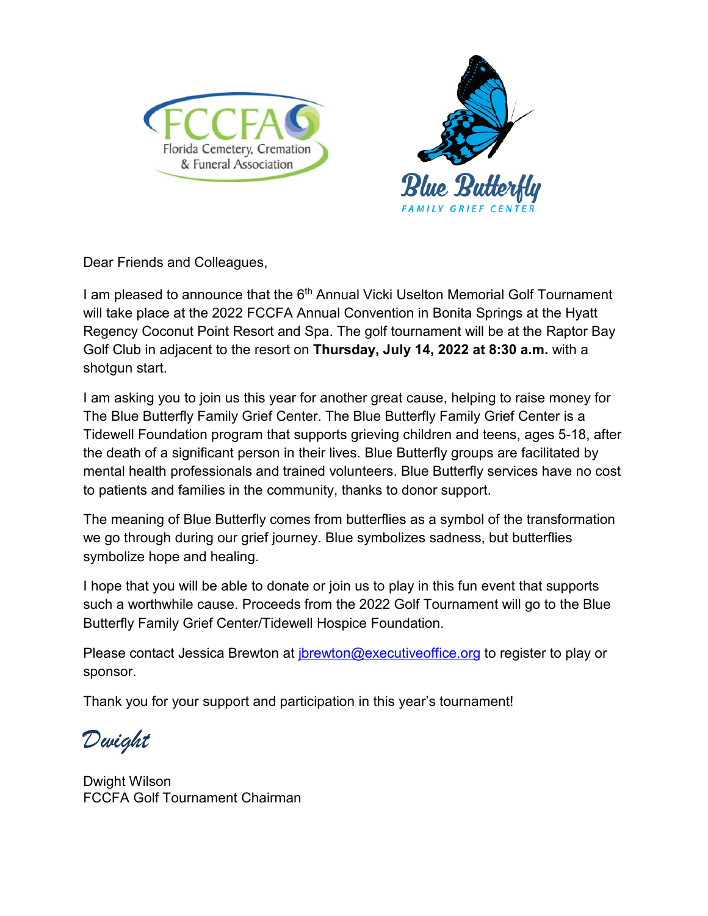FCCFA
Florida Cemetery, Cremation & Funeral Association

Blue Butterfly
FAMILY GRIEF CENTER

Dear Friends and Colleagues,

I am pleased to announce that the 6th Annual Vicki Uselton Memorial Golf Tournament will take place at the 2022 FCCFA Annual Convention in Bonita Springs at the Hyatt Regency Coconut Point Resort and Spa. The golf tournament will be at the Raptor Bay Golf Club in adjacent to the resort on **Thursday, July 14, 2022 at 8:30 a.m.** with a shotgun start.

I am asking you to join us this year for another great cause, helping to raise money for The Blue Butterfly Family Grief Center. The Blue Butterfly Family Grief Center is a Tidewell Foundation program that supports grieving children and teens, ages 5-18, after the death of a significant person in their lives. Blue Butterfly groups are facilitated by mental health professionals and trained volunteers. Blue Butterfly services have no cost to patients and families in the community, thanks to donor support.

The meaning of Blue Butterfly comes from butterflies as a symbol of the transformation we go through during our grief journey. Blue symbolizes sadness, but butterflies symbolize hope and healing.

I hope that you will be able to donate or join us to play in this fun event that supports such a worthwhile cause. Proceeds from the 2022 Golf Tournament will go to the Blue Butterfly Family Grief Center/Tidewell Hospice Foundation.

Please contact Jessica Brewton at jbrewton@executiveoffice.org to register to play or sponsor.

Thank you for your support and participation in this year's tournament!

*Dwight*

Dwight Wilson
FCCFA Golf Tournament Chairman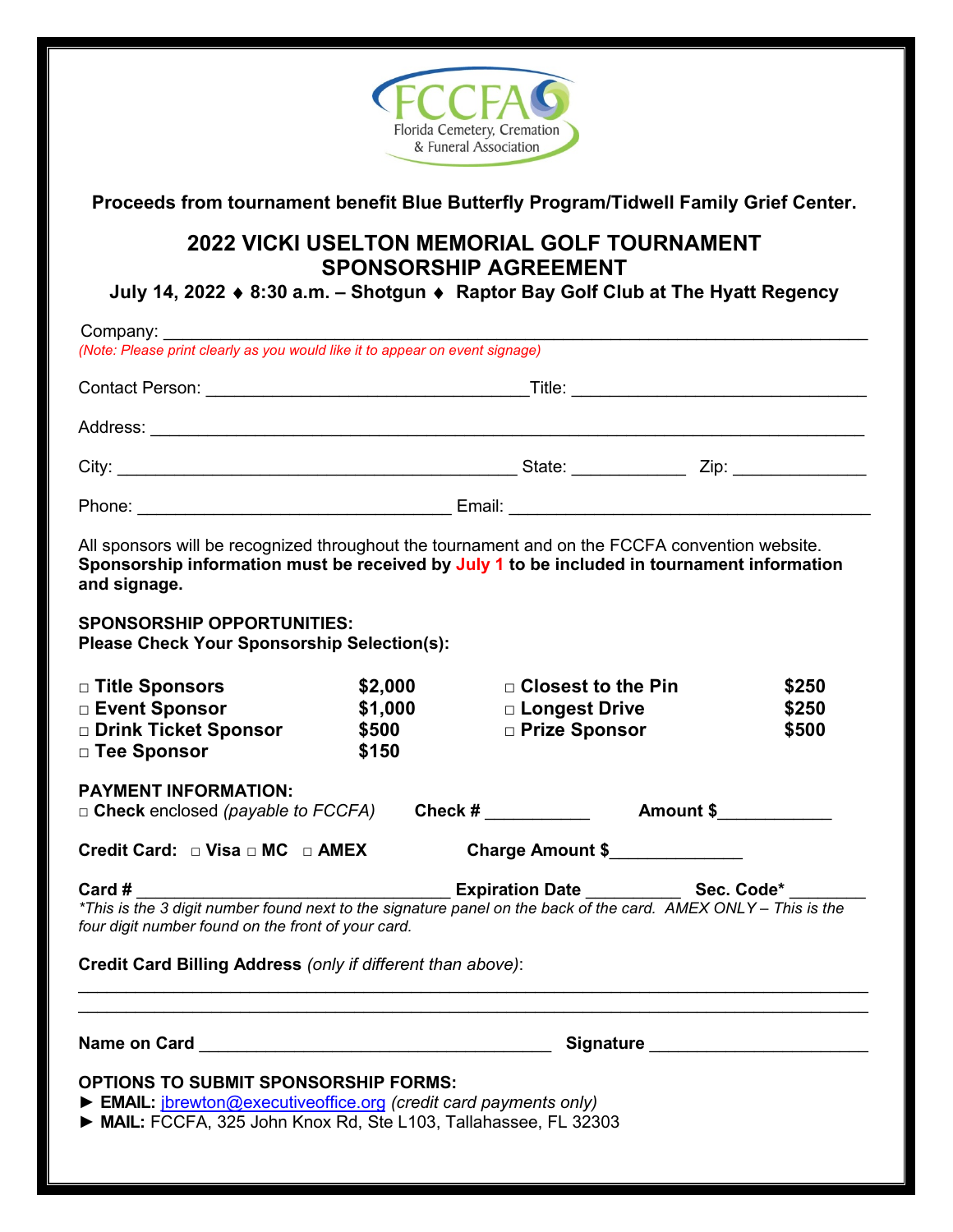FCCFA
Florida Cemetery, Cremation & Funeral Association

**Proceeds from tournament benefit Blue Butterfly Program/Tidwell Family Grief Center.**

# 2022 VICKI USELTON MEMORIAL GOLF TOURNAMENT SPONSORSHIP AGREEMENT

**July 14, 2022 ♦ 8:30 a.m. – Shotgun ♦ Raptor Bay Golf Club at The Hyatt Regency**

Company: ______________________________________________________________
*(Note: Please print clearly as you would like it to appear on event signage)*

Contact Person: ______________________________ Title: ________________________

Address: ______________________________________________________________

City: ____________________________________ State: __________ Zip: ____________

Phone: ____________________________ Email: _________________________________

All sponsors will be recognized throughout the tournament and on the FCCFA convention website.
**Sponsorship information must be received by July 1 to be included in tournament information and signage.**

**SPONSORSHIP OPPORTUNITIES:**
**Please Check Your Sponsorship Selection(s):**

| | | | |
|---|---|---|---|
| □ **Title Sponsors** | **$2,000** | □ **Closest to the Pin** | **$250** |
| □ **Event Sponsor** | **$1,000** | □ **Longest Drive** | **$250** |
| □ **Drink Ticket Sponsor** | **$500** | □ **Prize Sponsor** | **$500** |
| □ **Tee Sponsor** | **$150** | | |

**PAYMENT INFORMATION:**
□ **Check** enclosed *(payable to FCCFA)* **Check #** __________ **Amount $**___________

**Credit Card:** □ **Visa** □ **MC** □ **AMEX** **Charge Amount $**_____________

**Card #** ______________________________ **Expiration Date** _________ **Sec. Code\*** _______
*\*This is the 3 digit number found next to the signature panel on the back of the card. AMEX ONLY – This is the four digit number found on the front of your card.*

**Credit Card Billing Address** *(only if different than above)*:
______________________________________________________________________
______________________________________________________________________

**Name on Card** __________________________________ **Signature** ____________________

**OPTIONS TO SUBMIT SPONSORSHIP FORMS:**
► **EMAIL:** jbrewton@executiveoffice.org *(credit card payments only)*
► **MAIL:** FCCFA, 325 John Knox Rd, Ste L103, Tallahassee, FL 32303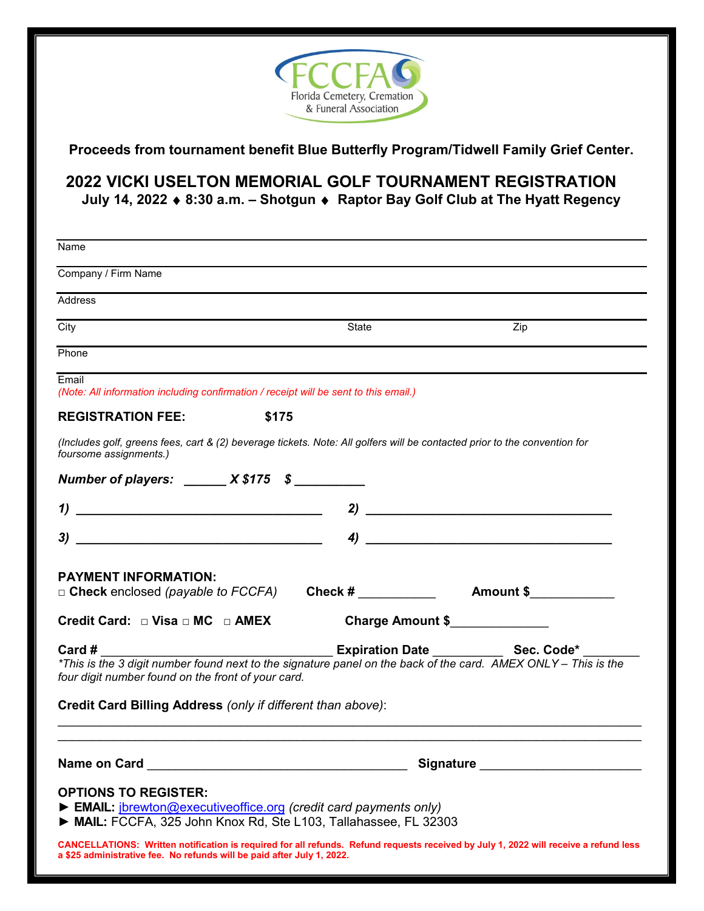FCCFA
Florida Cemetery, Cremation & Funeral Association

**Proceeds from tournament benefit Blue Butterfly Program/Tidwell Family Grief Center.**

## 2022 VICKI USELTON MEMORIAL GOLF TOURNAMENT REGISTRATION

**July 14, 2022 ♦ 8:30 a.m. – Shotgun ♦ Raptor Bay Golf Club at The Hyatt Regency**

Name

Company / Firm Name

Address

City State Zip

Phone

Email

*(Note: All information including confirmation / receipt will be sent to this email.)*

**REGISTRATION FEE: $175**

*(Includes golf, greens fees, cart & (2) beverage tickets. Note: All golfers will be contacted prior to the convention for foursome assignments.)*

***Number of players: ______ X $175 $ __________***

***1)*** ___________________________________ ***2)*** ___________________________________

***3)*** ___________________________________ ***4)*** ___________________________________

**PAYMENT INFORMATION:**

□ **Check** enclosed *(payable to FCCFA)* **Check #** ___________ **Amount $**____________

**Credit Card:** □ **Visa** □ **MC** □ **AMEX** **Charge Amount $**______________

**Card #** __________________________________ **Expiration Date** __________ **Sec. Code*** ________

*\*This is the 3 digit number found next to the signature panel on the back of the card. AMEX ONLY – This is the four digit number found on the front of your card.*

**Credit Card Billing Address** *(only if different than above)*:

_____________________________________________________________________________

_____________________________________________________________________________

**Name on Card** ______________________________________ **Signature** _______________________

**OPTIONS TO REGISTER:**

► **EMAIL:** jbrewton@executiveoffice.org *(credit card payments only)*

► **MAIL:** FCCFA, 325 John Knox Rd, Ste L103, Tallahassee, FL 32303

**CANCELLATIONS: Written notification is required for all refunds. Refund requests received by July 1, 2022 will receive a refund less a $25 administrative fee. No refunds will be paid after July 1, 2022.**